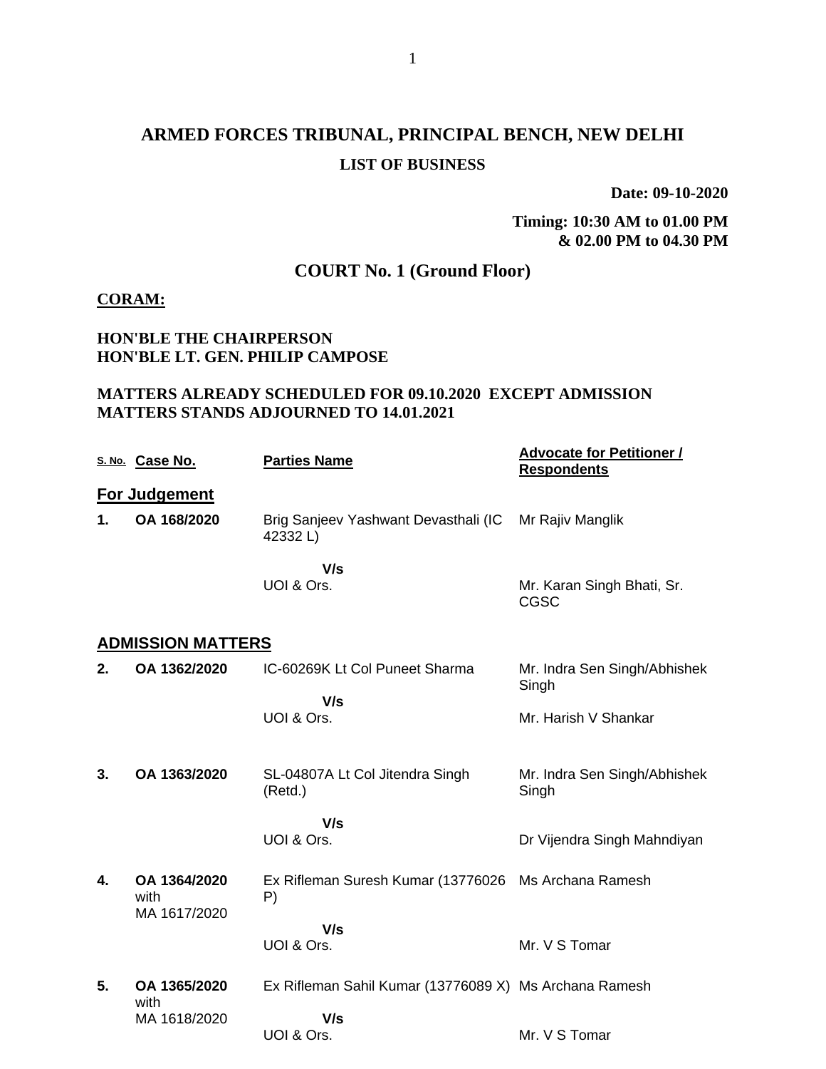# ARMED FORCES TRIBUNAL, PRINCIPAL BENCH, NEW DELHI

## LIST OF BUSINESS

**Date: 09-10-2020**

**Timing: 10:30 AM to 01.00 PM & 02.00 PM to 04.30 PM**

## COURT No. 1 (Ground Floor)

**CORAM:**

**HON'BLE THE CHAIRPERSON**
**HON'BLE LT. GEN. PHILIP CAMPOSE**

**MATTERS ALREADY SCHEDULED FOR 09.10.2020 EXCEPT ADMISSION MATTERS STANDS ADJOURNED TO 14.01.2021**

| S. No. | Case No. | Parties Name | Advocate for Petitioner / Respondents |
|---|---|---|---|
| **For Judgement** | | | |
| **1.** | **OA 168/2020** | Brig Sanjeev Yashwant Devasthali (IC 42332 L) | Mr Rajiv Manglik |
| | | **V/s** | |
| | | UOI & Ors. | Mr. Karan Singh Bhati, Sr. CGSC |
| **ADMISSION MATTERS** | | | |
| **2.** | **OA 1362/2020** | IC-60269K Lt Col Puneet Sharma | Mr. Indra Sen Singh/Abhishek Singh |
| | | **V/s** | |
| | | UOI & Ors. | Mr. Harish V Shankar |
| **3.** | **OA 1363/2020** | SL-04807A Lt Col Jitendra Singh (Retd.) | Mr. Indra Sen Singh/Abhishek Singh |
| | | **V/s** | |
| | | UOI & Ors. | Dr Vijendra Singh Mahndiyan |
| **4.** | **OA 1364/2020** with MA 1617/2020 | Ex Rifleman Suresh Kumar (13776026 P) | Ms Archana Ramesh |
| | | **V/s** | |
| | | UOI & Ors. | Mr. V S Tomar |
| **5.** | **OA 1365/2020** with MA 1618/2020 | Ex Rifleman Sahil Kumar (13776089 X) | Ms Archana Ramesh |
| | | **V/s** | |
| | | UOI & Ors. | Mr. V S Tomar |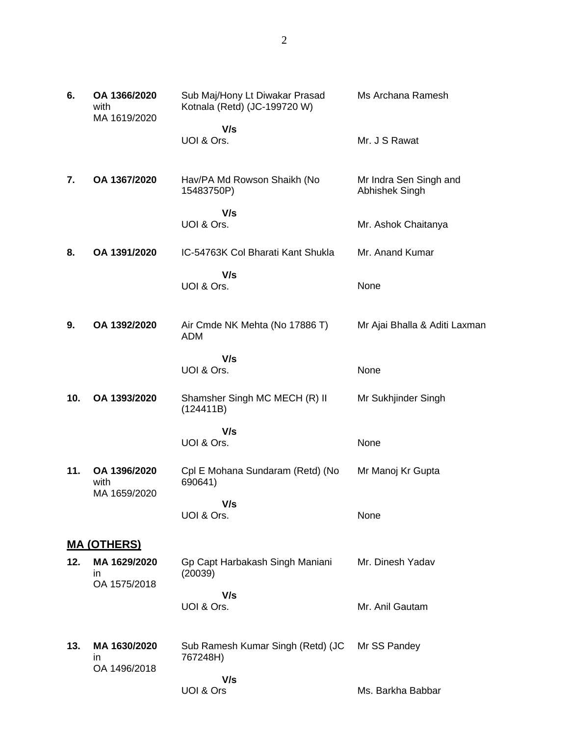| | | | |
|---|---|---|---|
| **6.** | **OA 1366/2020** with MA 1619/2020 | Sub Maj/Hony Lt Diwakar Prasad Kotnala (Retd) (JC-199720 W) **V/s** UOI & Ors. | Ms Archana Ramesh<br><br>Mr. J S Rawat |
| **7.** | **OA 1367/2020** | Hav/PA Md Rowson Shaikh (No 15483750P) **V/s** UOI & Ors. | Mr Indra Sen Singh and Abhishek Singh<br><br>Mr. Ashok Chaitanya |
| **8.** | **OA 1391/2020** | IC-54763K Col Bharati Kant Shukla **V/s** UOI & Ors. | Mr. Anand Kumar<br><br>None |
| **9.** | **OA 1392/2020** | Air Cmde NK Mehta (No 17886 T) ADM **V/s** UOI & Ors. | Mr Ajai Bhalla & Aditi Laxman<br><br>None |
| **10.** | **OA 1393/2020** | Shamsher Singh MC MECH (R) II (124411B) **V/s** UOI & Ors. | Mr Sukhjinder Singh<br><br>None |
| **11.** | **OA 1396/2020** with MA 1659/2020 | Cpl E Mohana Sundaram (Retd) (No 690641) **V/s** UOI & Ors. | Mr Manoj Kr Gupta<br><br>None |

## MA (OTHERS)

| | | | |
|---|---|---|---|
| **12.** | **MA 1629/2020** in OA 1575/2018 | Gp Capt Harbakash Singh Maniani (20039) **V/s** UOI & Ors. | Mr. Dinesh Yadav<br><br>Mr. Anil Gautam |
| **13.** | **MA 1630/2020** in OA 1496/2018 | Sub Ramesh Kumar Singh (Retd) (JC 767248H) **V/s** UOI & Ors | Mr SS Pandey<br><br>Ms. Barkha Babbar |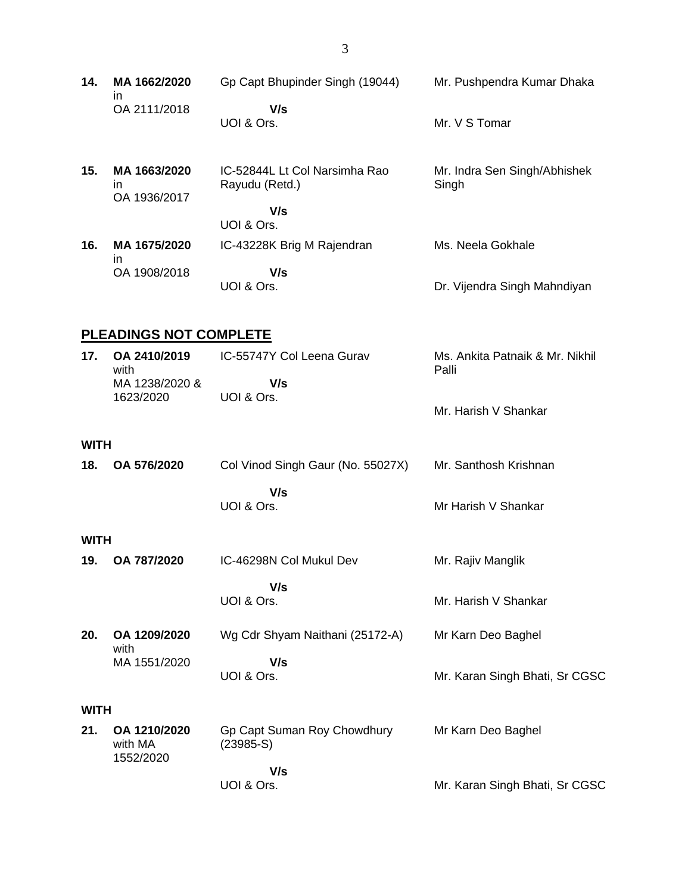| | | | |
|---|---|---|---|
| **14.** | **MA 1662/2020** in OA 2111/2018 | Gp Capt Bhupinder Singh (19044) **V/s** UOI & Ors. | Mr. Pushpendra Kumar Dhaka<br><br>Mr. V S Tomar |
| **15.** | **MA 1663/2020** in OA 1936/2017 | IC-52844L Lt Col Narsimha Rao Rayudu (Retd.) **V/s** UOI & Ors. | Mr. Indra Sen Singh/Abhishek Singh |
| **16.** | **MA 1675/2020** in OA 1908/2018 | IC-43228K Brig M Rajendran **V/s** UOI & Ors. | Ms. Neela Gokhale<br><br>Dr. Vijendra Singh Mahndiyan |

## PLEADINGS NOT COMPLETE

| | | | |
|---|---|---|---|
| **17.** | **OA 2410/2019** with MA 1238/2020 & 1623/2020 | IC-55747Y Col Leena Gurav **V/s** UOI & Ors. | Ms. Ankita Patnaik & Mr. Nikhil Palli<br><br>Mr. Harish V Shankar |

**WITH**

| | | | |
|---|---|---|---|
| **18.** | **OA 576/2020** | Col Vinod Singh Gaur (No. 55027X) **V/s** UOI & Ors. | Mr. Santhosh Krishnan<br><br>Mr Harish V Shankar |

**WITH**

| | | | |
|---|---|---|---|
| **19.** | **OA 787/2020** | IC-46298N Col Mukul Dev **V/s** UOI & Ors. | Mr. Rajiv Manglik<br><br>Mr. Harish V Shankar |
| **20.** | **OA 1209/2020** with MA 1551/2020 | Wg Cdr Shyam Naithani (25172-A) **V/s** UOI & Ors. | Mr Karn Deo Baghel<br><br>Mr. Karan Singh Bhati, Sr CGSC |

**WITH**

| | | | |
|---|---|---|---|
| **21.** | **OA 1210/2020** with MA 1552/2020 | Gp Capt Suman Roy Chowdhury (23985-S) **V/s** UOI & Ors. | Mr Karn Deo Baghel<br><br>Mr. Karan Singh Bhati, Sr CGSC |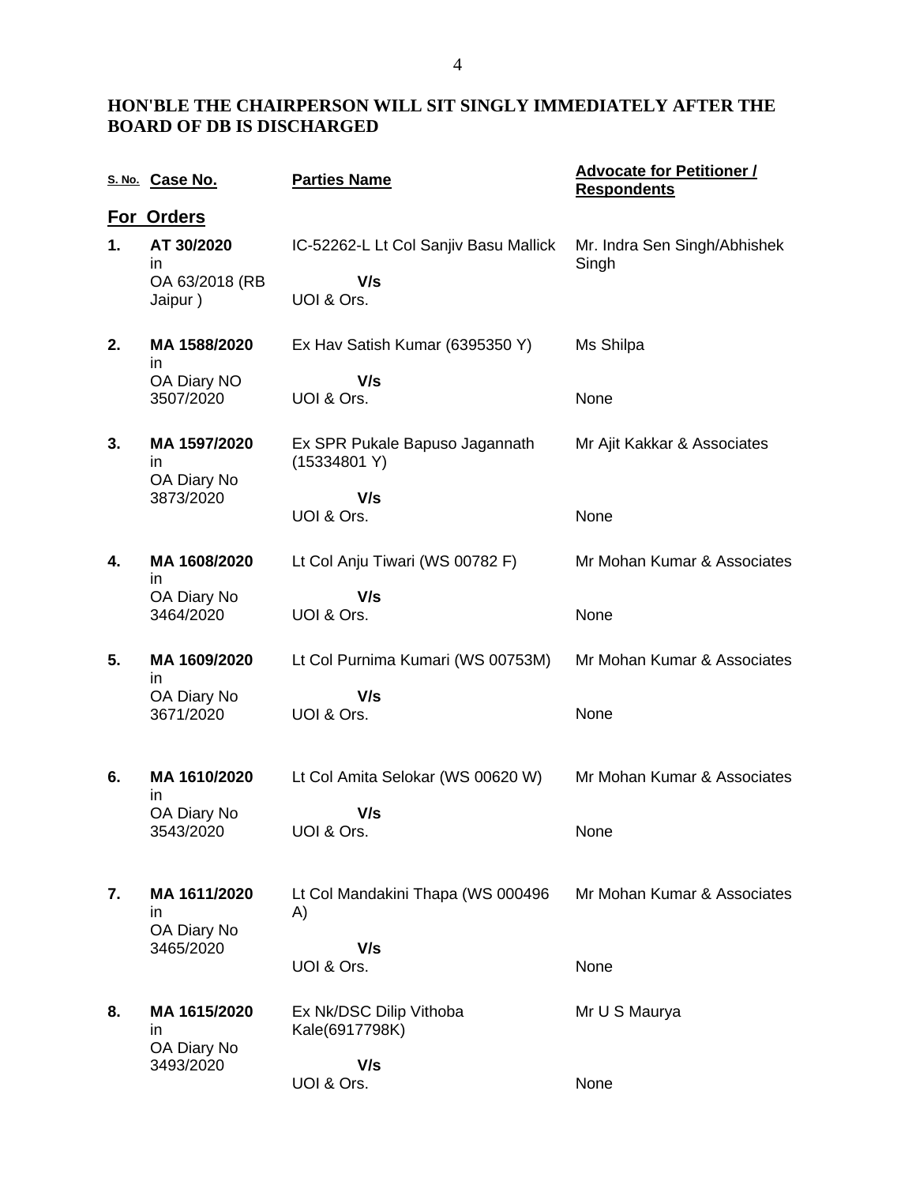**HON'BLE THE CHAIRPERSON WILL SIT SINGLY IMMEDIATELY AFTER THE BOARD OF DB IS DISCHARGED**

| S. No. | Case No. | Parties Name | Advocate for Petitioner / Respondents |
|---|---|---|---|
| | **For Orders** | | |
| **1.** | **AT 30/2020** in OA 63/2018 (RB Jaipur ) | IC-52262-L Lt Col Sanjiv Basu Mallick **V/s** UOI & Ors. | Mr. Indra Sen Singh/Abhishek Singh |
| **2.** | **MA 1588/2020** in OA Diary NO 3507/2020 | Ex Hav Satish Kumar (6395350 Y) **V/s** UOI & Ors. | Ms Shilpa / None |
| **3.** | **MA 1597/2020** in OA Diary No 3873/2020 | Ex SPR Pukale Bapuso Jagannath (15334801 Y) **V/s** UOI & Ors. | Mr Ajit Kakkar & Associates / None |
| **4.** | **MA 1608/2020** in OA Diary No 3464/2020 | Lt Col Anju Tiwari (WS 00782 F) **V/s** UOI & Ors. | Mr Mohan Kumar & Associates / None |
| **5.** | **MA 1609/2020** in OA Diary No 3671/2020 | Lt Col Purnima Kumari (WS 00753M) **V/s** UOI & Ors. | Mr Mohan Kumar & Associates / None |
| **6.** | **MA 1610/2020** in OA Diary No 3543/2020 | Lt Col Amita Selokar (WS 00620 W) **V/s** UOI & Ors. | Mr Mohan Kumar & Associates / None |
| **7.** | **MA 1611/2020** in OA Diary No 3465/2020 | Lt Col Mandakini Thapa (WS 000496 A) **V/s** UOI & Ors. | Mr Mohan Kumar & Associates / None |
| **8.** | **MA 1615/2020** in OA Diary No 3493/2020 | Ex Nk/DSC Dilip Vithoba Kale(6917798K) **V/s** UOI & Ors. | Mr U S Maurya / None |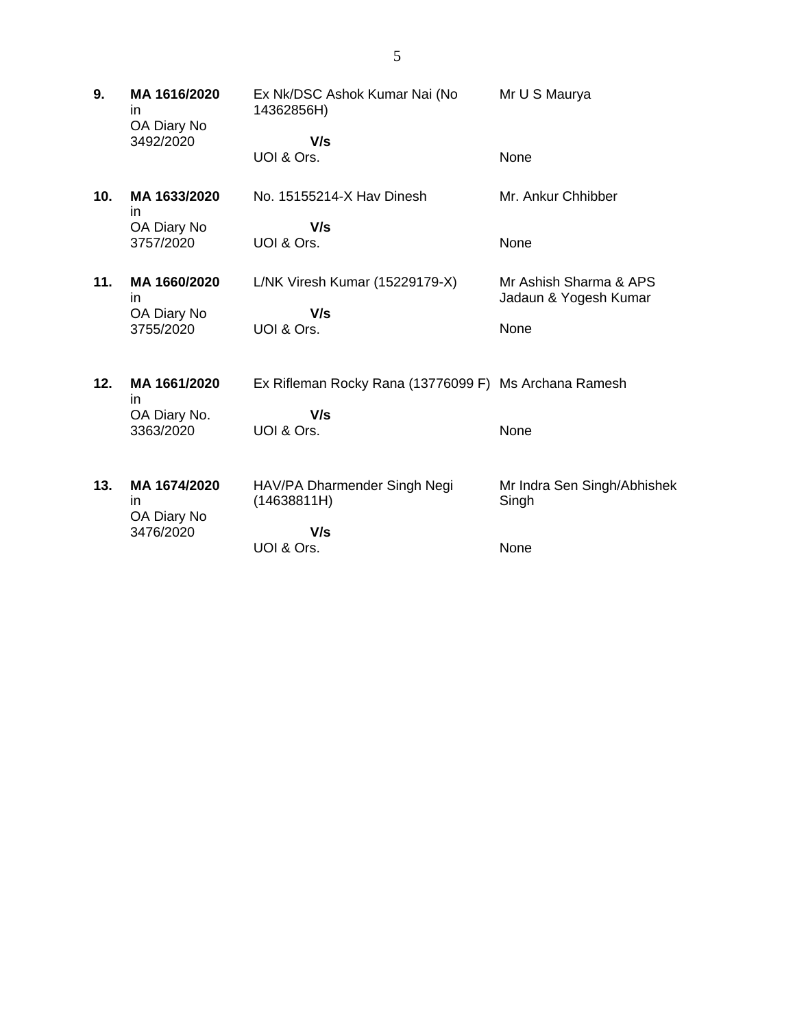| | | | |
|---|---|---|---|
| **9.** | **MA 1616/2020** in OA Diary No 3492/2020 | Ex Nk/DSC Ashok Kumar Nai (No 14362856H)<br>**V/s**<br>UOI & Ors. | Mr U S Maurya<br><br>None |
| **10.** | **MA 1633/2020** in OA Diary No 3757/2020 | No. 15155214-X Hav Dinesh<br>**V/s**<br>UOI & Ors. | Mr. Ankur Chhibber<br><br>None |
| **11.** | **MA 1660/2020** in OA Diary No 3755/2020 | L/NK Viresh Kumar (15229179-X)<br>**V/s**<br>UOI & Ors. | Mr Ashish Sharma & APS Jadaun & Yogesh Kumar<br><br>None |
| **12.** | **MA 1661/2020** in OA Diary No. 3363/2020 | Ex Rifleman Rocky Rana (13776099 F)<br>**V/s**<br>UOI & Ors. | Ms Archana Ramesh<br><br>None |
| **13.** | **MA 1674/2020** in OA Diary No 3476/2020 | HAV/PA Dharmender Singh Negi (14638811H)<br>**V/s**<br>UOI & Ors. | Mr Indra Sen Singh/Abhishek Singh<br><br>None |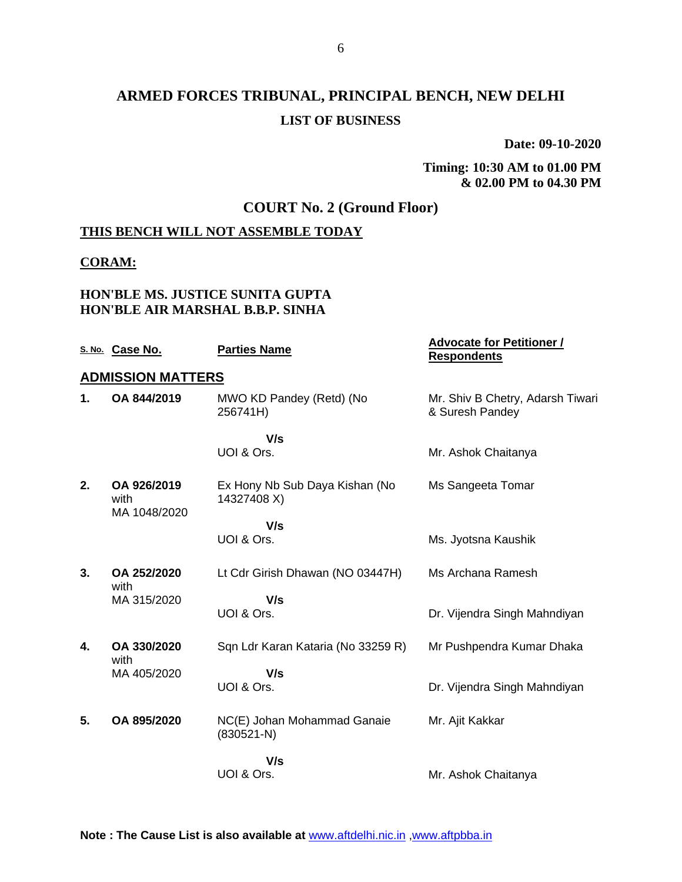# ARMED FORCES TRIBUNAL, PRINCIPAL BENCH, NEW DELHI

## LIST OF BUSINESS

**Date: 09-10-2020**

**Timing: 10:30 AM to 01.00 PM & 02.00 PM to 04.30 PM**

## COURT No. 2 (Ground Floor)

**THIS BENCH WILL NOT ASSEMBLE TODAY**

**CORAM:**

**HON'BLE MS. JUSTICE SUNITA GUPTA**
**HON'BLE AIR MARSHAL B.B.P. SINHA**

| S. No. | Case No. | Parties Name | Advocate for Petitioner / Respondents |
|---|---|---|---|
| **ADMISSION MATTERS** | | | |
| **1.** | **OA 844/2019** | MWO KD Pandey (Retd) (No 256741H) | Mr. Shiv B Chetry, Adarsh Tiwari & Suresh Pandey |
| | | **V/s** | |
| | | UOI & Ors. | Mr. Ashok Chaitanya |
| **2.** | **OA 926/2019** with MA 1048/2020 | Ex Hony Nb Sub Daya Kishan (No 14327408 X) | Ms Sangeeta Tomar |
| | | **V/s** | |
| | | UOI & Ors. | Ms. Jyotsna Kaushik |
| **3.** | **OA 252/2020** with MA 315/2020 | Lt Cdr Girish Dhawan (NO 03447H) | Ms Archana Ramesh |
| | | **V/s** | |
| | | UOI & Ors. | Dr. Vijendra Singh Mahndiyan |
| **4.** | **OA 330/2020** with MA 405/2020 | Sqn Ldr Karan Kataria (No 33259 R) | Mr Pushpendra Kumar Dhaka |
| | | **V/s** | |
| | | UOI & Ors. | Dr. Vijendra Singh Mahndiyan |
| **5.** | **OA 895/2020** | NC(E) Johan Mohammad Ganaie (830521-N) | Mr. Ajit Kakkar |
| | | **V/s** | |
| | | UOI & Ors. | Mr. Ashok Chaitanya |

**Note : The Cause List is also available at** www.aftdelhi.nic.in ,www.aftpbba.in